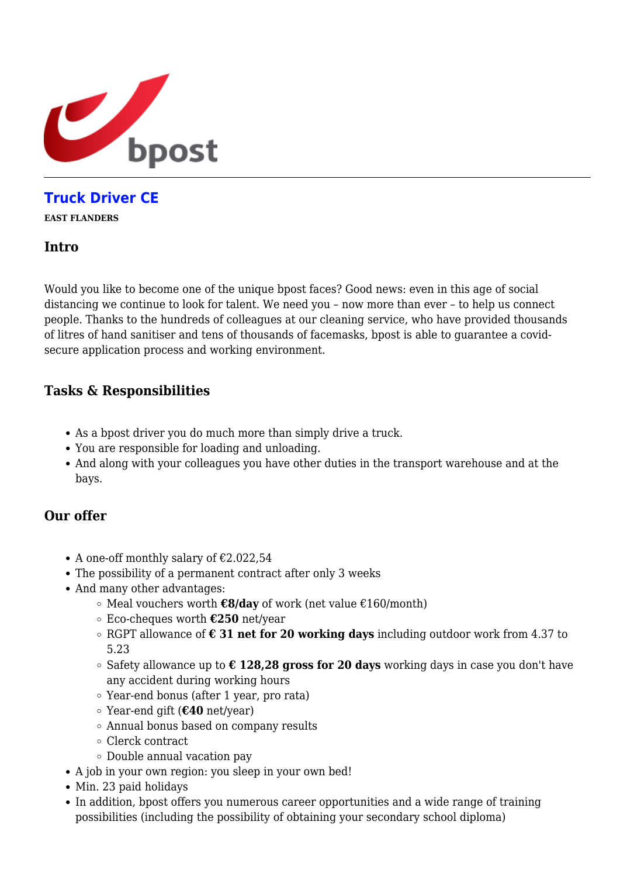# Truck Driver CE

**EAST FLANDERS**

## Intro

Would you like to become one of the unique bpost faces? Good news: even in this age of social distancing we continue to look for talent. We need you – now more than ever – to help us connect people. Thanks to the hundreds of colleagues at our cleaning service, who have provided thousands of litres of hand sanitiser and tens of thousands of facemasks, bpost is able to guarantee a covid-secure application process and working environment.

## Tasks & Responsibilities

- As a bpost driver you do much more than simply drive a truck.
- You are responsible for loading and unloading.
- And along with your colleagues you have other duties in the transport warehouse and at the bays.

## Our offer

- A one-off monthly salary of €2.022,54
- The possibility of a permanent contract after only 3 weeks
- And many other advantages:
  - Meal vouchers worth **€8/day** of work (net value €160/month)
  - Eco-cheques worth **€250** net/year
  - RGPT allowance of **€ 31 net for 20 working days** including outdoor work from 4.37 to 5.23
  - Safety allowance up to **€ 128,28 gross for 20 days** working days in case you don't have any accident during working hours
  - Year-end bonus (after 1 year, pro rata)
  - Year-end gift (**€40** net/year)
  - Annual bonus based on company results
  - Clerck contract
  - Double annual vacation pay
- A job in your own region: you sleep in your own bed!
- Min. 23 paid holidays
- In addition, bpost offers you numerous career opportunities and a wide range of training possibilities (including the possibility of obtaining your secondary school diploma)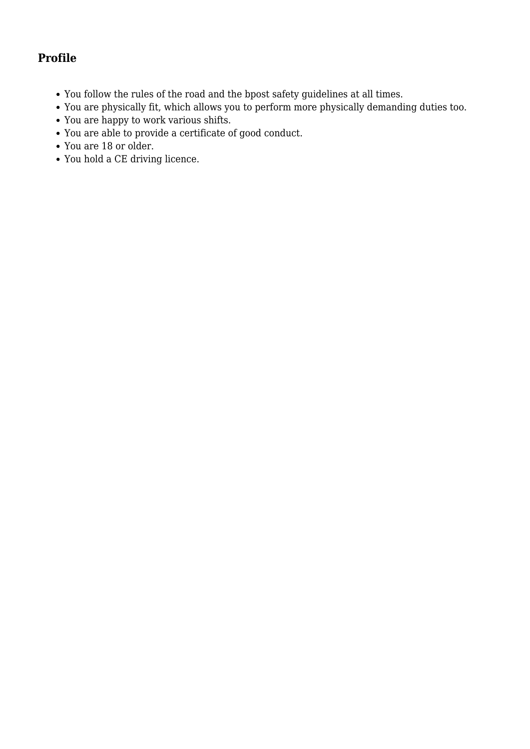## Profile

- You follow the rules of the road and the bpost safety guidelines at all times.
- You are physically fit, which allows you to perform more physically demanding duties too.
- You are happy to work various shifts.
- You are able to provide a certificate of good conduct.
- You are 18 or older.
- You hold a CE driving licence.